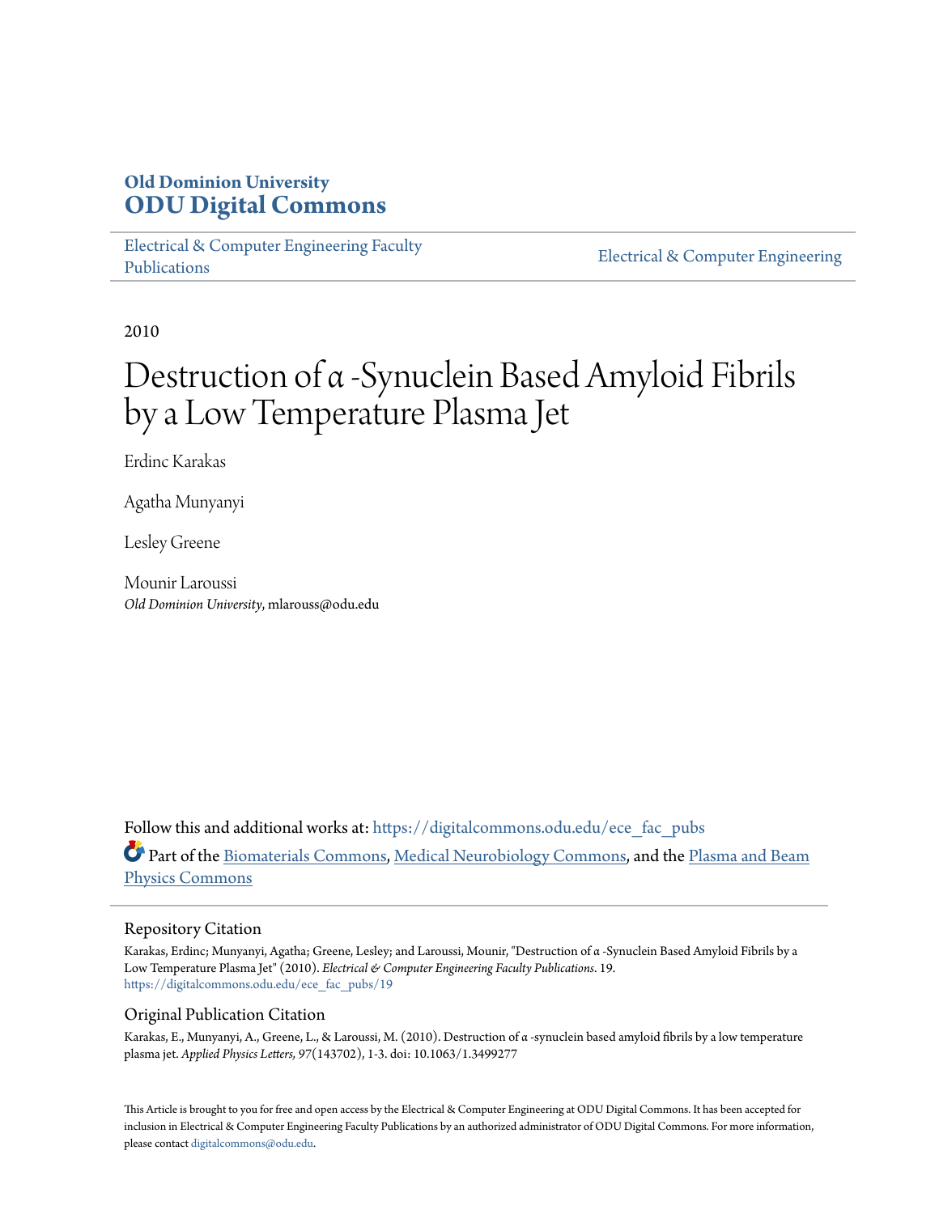**Old Dominion University**
**ODU Digital Commons**

Electrical & Computer Engineering Faculty Publications | Electrical & Computer Engineering

2010

# Destruction of α -Synuclein Based Amyloid Fibrils by a Low Temperature Plasma Jet

Erdinc Karakas

Agatha Munyanyi

Lesley Greene

Mounir Laroussi
*Old Dominion University*, mlarouss@odu.edu

Follow this and additional works at: https://digitalcommons.odu.edu/ece_fac_pubs

Part of the Biomaterials Commons, Medical Neurobiology Commons, and the Plasma and Beam Physics Commons

## Repository Citation

Karakas, Erdinc; Munyanyi, Agatha; Greene, Lesley; and Laroussi, Mounir, "Destruction of α -Synuclein Based Amyloid Fibrils by a Low Temperature Plasma Jet" (2010). *Electrical & Computer Engineering Faculty Publications*. 19.
https://digitalcommons.odu.edu/ece_fac_pubs/19

## Original Publication Citation

Karakas, E., Munyanyi, A., Greene, L., & Laroussi, M. (2010). Destruction of α -synuclein based amyloid fibrils by a low temperature plasma jet. *Applied Physics Letters, 97*(143702), 1-3. doi: 10.1063/1.3499277

This Article is brought to you for free and open access by the Electrical & Computer Engineering at ODU Digital Commons. It has been accepted for inclusion in Electrical & Computer Engineering Faculty Publications by an authorized administrator of ODU Digital Commons. For more information, please contact digitalcommons@odu.edu.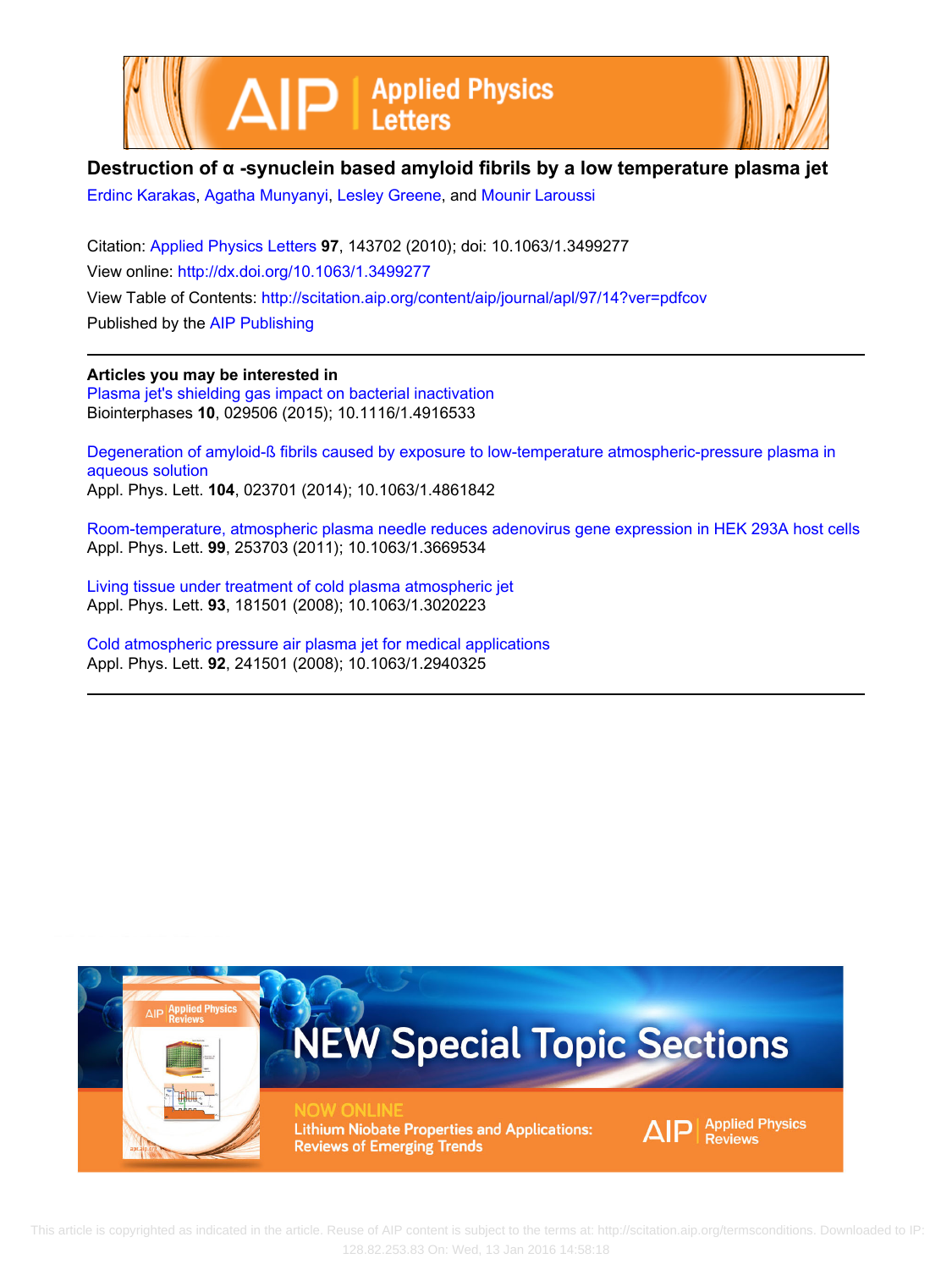# Destruction of α -synuclein based amyloid fibrils by a low temperature plasma jet

Erdinc Karakas, Agatha Munyanyi, Lesley Greene, and Mounir Laroussi

Citation: Applied Physics Letters **97**, 143702 (2010); doi: 10.1063/1.3499277

View online: http://dx.doi.org/10.1063/1.3499277

View Table of Contents: http://scitation.aip.org/content/aip/journal/apl/97/14?ver=pdfcov

Published by the AIP Publishing

---

**Articles you may be interested in**

Plasma jet's shielding gas impact on bacterial inactivation
Biointerphases **10**, 029506 (2015); 10.1116/1.4916533

Degeneration of amyloid-ß fibrils caused by exposure to low-temperature atmospheric-pressure plasma in aqueous solution
Appl. Phys. Lett. **104**, 023701 (2014); 10.1063/1.4861842

Room-temperature, atmospheric plasma needle reduces adenovirus gene expression in HEK 293A host cells
Appl. Phys. Lett. **99**, 253703 (2011); 10.1063/1.3669534

Living tissue under treatment of cold plasma atmospheric jet
Appl. Phys. Lett. **93**, 181501 (2008); 10.1063/1.3020223

Cold atmospheric pressure air plasma jet for medical applications
Appl. Phys. Lett. **92**, 241501 (2008); 10.1063/1.2940325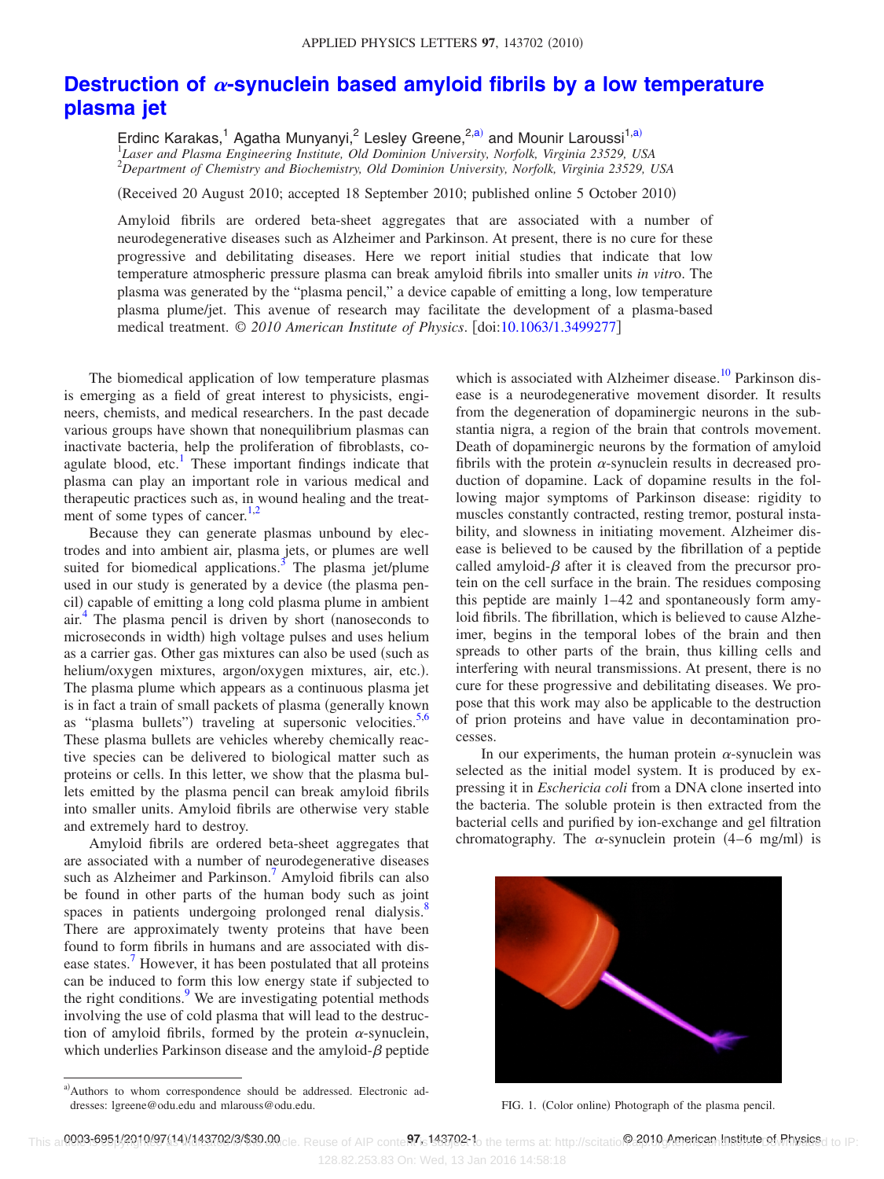# Destruction of $\alpha$-synuclein based amyloid fibrils by a low temperature plasma jet

Erdinc Karakas,[1] Agatha Munyanyi,[2] Lesley Greene,[2,a)] and Mounir Laroussi[1,a)]

[1]*Laser and Plasma Engineering Institute, Old Dominion University, Norfolk, Virginia 23529, USA*
[2]*Department of Chemistry and Biochemistry, Old Dominion University, Norfolk, Virginia 23529, USA*

(Received 20 August 2010; accepted 18 September 2010; published online 5 October 2010)

Amyloid fibrils are ordered beta-sheet aggregates that are associated with a number of neurodegenerative diseases such as Alzheimer and Parkinson. At present, there is no cure for these progressive and debilitating diseases. Here we report initial studies that indicate that low temperature atmospheric pressure plasma can break amyloid fibrils into smaller units *in vitro*. The plasma was generated by the "plasma pencil," a device capable of emitting a long, low temperature plasma plume/jet. This avenue of research may facilitate the development of a plasma-based medical treatment. © *2010 American Institute of Physics*. [doi:10.1063/1.3499277]

The biomedical application of low temperature plasmas is emerging as a field of great interest to physicists, engineers, chemists, and medical researchers. In the past decade various groups have shown that nonequilibrium plasmas can inactivate bacteria, help the proliferation of fibroblasts, coagulate blood, etc.[1] These important findings indicate that plasma can play an important role in various medical and therapeutic practices such as, in wound healing and the treatment of some types of cancer.[1,2]

Because they can generate plasmas unbound by electrodes and into ambient air, plasma jets, or plumes are well suited for biomedical applications.[3] The plasma jet/plume used in our study is generated by a device (the plasma pencil) capable of emitting a long cold plasma plume in ambient air.[4] The plasma pencil is driven by short (nanoseconds to microseconds in width) high voltage pulses and uses helium as a carrier gas. Other gas mixtures can also be used (such as helium/oxygen mixtures, argon/oxygen mixtures, air, etc.). The plasma plume which appears as a continuous plasma jet is in fact a train of small packets of plasma (generally known as "plasma bullets") traveling at supersonic velocities.[5,6] These plasma bullets are vehicles whereby chemically reactive species can be delivered to biological matter such as proteins or cells. In this letter, we show that the plasma bullets emitted by the plasma pencil can break amyloid fibrils into smaller units. Amyloid fibrils are otherwise very stable and extremely hard to destroy.

Amyloid fibrils are ordered beta-sheet aggregates that are associated with a number of neurodegenerative diseases such as Alzheimer and Parkinson.[7] Amyloid fibrils can also be found in other parts of the human body such as joint spaces in patients undergoing prolonged renal dialysis.[8] There are approximately twenty proteins that have been found to form fibrils in humans and are associated with disease states.[7] However, it has been postulated that all proteins can be induced to form this low energy state if subjected to the right conditions.[9] We are investigating potential methods involving the use of cold plasma that will lead to the destruction of amyloid fibrils, formed by the protein $\alpha$-synuclein, which underlies Parkinson disease and the amyloid-$\beta$ peptide which is associated with Alzheimer disease.[10] Parkinson disease is a neurodegenerative movement disorder. It results from the degeneration of dopaminergic neurons in the substantia nigra, a region of the brain that controls movement. Death of dopaminergic neurons by the formation of amyloid fibrils with the protein $\alpha$-synuclein results in decreased production of dopamine. Lack of dopamine results in the following major symptoms of Parkinson disease: rigidity to muscles constantly contracted, resting tremor, postural instability, and slowness in initiating movement. Alzheimer disease is believed to be caused by the fibrillation of a peptide called amyloid-$\beta$ after it is cleaved from the precursor protein on the cell surface in the brain. The residues composing this peptide are mainly 1–42 and spontaneously form amyloid fibrils. The fibrillation, which is believed to cause Alzheimer, begins in the temporal lobes of the brain and then spreads to other parts of the brain, thus killing cells and interfering with neural transmissions. At present, there is no cure for these progressive and debilitating diseases. We propose that this work may also be applicable to the destruction of prion proteins and have value in decontamination processes.

In our experiments, the human protein $\alpha$-synuclein was selected as the initial model system. It is produced by expressing it in *Eschericia coli* from a DNA clone inserted into the bacteria. The soluble protein is then extracted from the bacterial cells and purified by ion-exchange and gel filtration chromatography. The $\alpha$-synuclein protein (4–6 mg/ml) is

FIG. 1. (Color online) Photograph of the plasma pencil.

a)Authors to whom correspondence should be addressed. Electronic addresses: lgreene@odu.edu and mlarouss@odu.edu.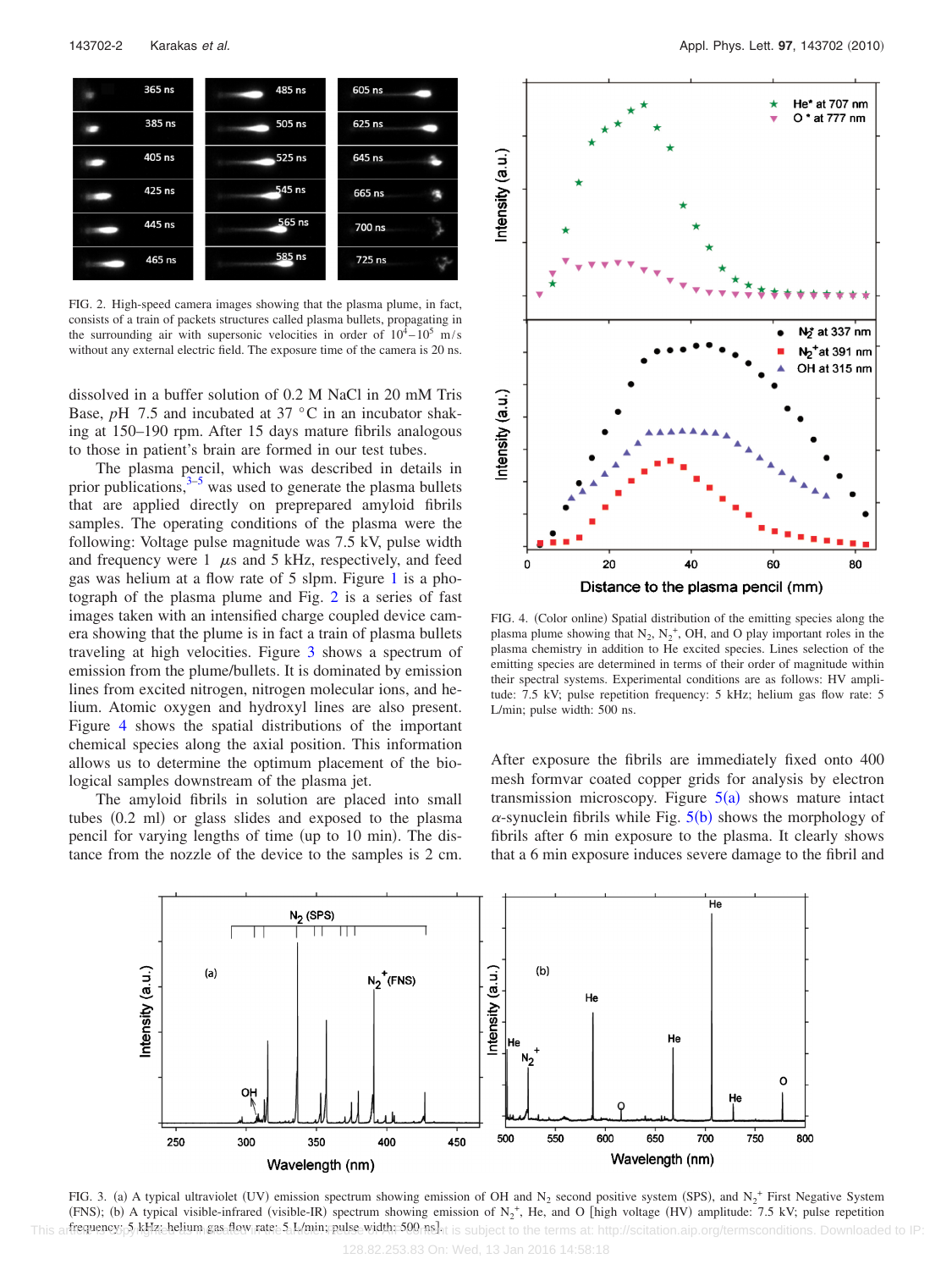FIG. 2. High-speed camera images showing that the plasma plume, in fact, consists of a train of packets structures called plasma bullets, propagating in the surrounding air with supersonic velocities in order of $10^4$–$10^5$ m/s without any external electric field. The exposure time of the camera is 20 ns.

dissolved in a buffer solution of 0.2 M NaCl in 20 mM Tris Base, *p*H 7.5 and incubated at 37 °C in an incubator shaking at 150–190 rpm. After 15 days mature fibrils analogous to those in patient's brain are formed in our test tubes.

The plasma pencil, which was described in details in prior publications,[3–5] was used to generate the plasma bullets that are applied directly on preprepared amyloid fibrils samples. The operating conditions of the plasma were the following: Voltage pulse magnitude was 7.5 kV, pulse width and frequency were 1 $\mu$s and 5 kHz, respectively, and feed gas was helium at a flow rate of 5 slpm. Figure 1 is a photograph of the plasma plume and Fig. 2 is a series of fast images taken with an intensified charge coupled device camera showing that the plume is in fact a train of plasma bullets traveling at high velocities. Figure 3 shows a spectrum of emission from the plume/bullets. It is dominated by emission lines from excited nitrogen, nitrogen molecular ions, and helium. Atomic oxygen and hydroxyl lines are also present. Figure 4 shows the spatial distributions of the important chemical species along the axial position. This information allows us to determine the optimum placement of the biological samples downstream of the plasma jet.

The amyloid fibrils in solution are placed into small tubes (0.2 ml) or glass slides and exposed to the plasma pencil for varying lengths of time (up to 10 min). The distance from the nozzle of the device to the samples is 2 cm.

FIG. 4. (Color online) Spatial distribution of the emitting species along the plasma plume showing that $N_2$, $N_2^+$, OH, and O play important roles in the plasma chemistry in addition to He excited species. Lines selection of the emitting species are determined in terms of their order of magnitude within their spectral systems. Experimental conditions are as follows: HV amplitude: 7.5 kV; pulse repetition frequency: 5 kHz; helium gas flow rate: 5 L/min; pulse width: 500 ns.

After exposure the fibrils are immediately fixed onto 400 mesh formvar coated copper grids for analysis by electron transmission microscopy. Figure 5(a) shows mature intact $\alpha$-synuclein fibrils while Fig. 5(b) shows the morphology of fibrils after 6 min exposure to the plasma. It clearly shows that a 6 min exposure induces severe damage to the fibril and

FIG. 3. (a) A typical ultraviolet (UV) emission spectrum showing emission of OH and $N_2$ second positive system (SPS), and $N_2^+$ First Negative System (FNS); (b) A typical visible-infrared (visible-IR) spectrum showing emission of $N_2^+$, He, and O [high voltage (HV) amplitude: 7.5 kV; pulse repetition frequency: 5 kHz; helium gas flow rate: 5 L/min; pulse width: 500 ns].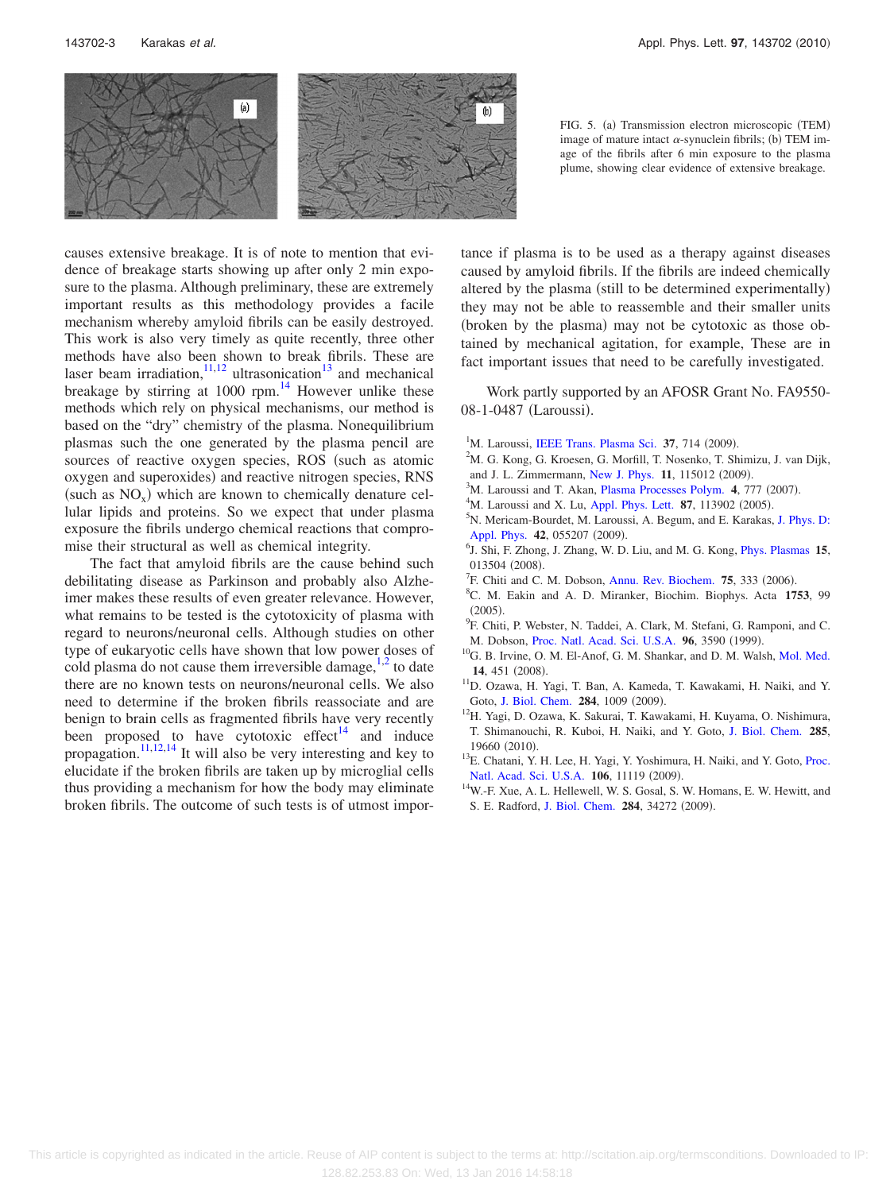FIG. 5. (a) Transmission electron microscopic (TEM) image of mature intact α-synuclein fibrils; (b) TEM image of the fibrils after 6 min exposure to the plasma plume, showing clear evidence of extensive breakage.

causes extensive breakage. It is of note to mention that evidence of breakage starts showing up after only 2 min exposure to the plasma. Although preliminary, these are extremely important results as this methodology provides a facile mechanism whereby amyloid fibrils can be easily destroyed. This work is also very timely as quite recently, three other methods have also been shown to break fibrils. These are laser beam irradiation,[11,12] ultrasonication[13] and mechanical breakage by stirring at 1000 rpm.[14] However unlike these methods which rely on physical mechanisms, our method is based on the "dry" chemistry of the plasma. Nonequilibrium plasmas such the one generated by the plasma pencil are sources of reactive oxygen species, ROS (such as atomic oxygen and superoxides) and reactive nitrogen species, RNS (such as $NO_x$) which are known to chemically denature cellular lipids and proteins. So we expect that under plasma exposure the fibrils undergo chemical reactions that compromise their structural as well as chemical integrity.

The fact that amyloid fibrils are the cause behind such debilitating disease as Parkinson and probably also Alzheimer makes these results of even greater relevance. However, what remains to be tested is the cytotoxicity of plasma with regard to neurons/neuronal cells. Although studies on other type of eukaryotic cells have shown that low power doses of cold plasma do not cause them irreversible damage,[1,2] to date there are no known tests on neurons/neuronal cells. We also need to determine if the broken fibrils reassociate and are benign to brain cells as fragmented fibrils have very recently been proposed to have cytotoxic effect[14] and induce propagation.[11,12,14] It will also be very interesting and key to elucidate if the broken fibrils are taken up by microglial cells thus providing a mechanism for how the body may eliminate broken fibrils. The outcome of such tests is of utmost importance if plasma is to be used as a therapy against diseases caused by amyloid fibrils. If the fibrils are indeed chemically altered by the plasma (still to be determined experimentally) they may not be able to reassemble and their smaller units (broken by the plasma) may not be cytotoxic as those obtained by mechanical agitation, for example, These are in fact important issues that need to be carefully investigated.

Work partly supported by an AFOSR Grant No. FA9550-08-1-0487 (Laroussi).

[1] M. Laroussi, IEEE Trans. Plasma Sci. **37**, 714 (2009).
[2] M. G. Kong, G. Kroesen, G. Morfill, T. Nosenko, T. Shimizu, J. van Dijk, and J. L. Zimmermann, New J. Phys. **11**, 115012 (2009).
[3] M. Laroussi and T. Akan, Plasma Processes Polym. **4**, 777 (2007).
[4] M. Laroussi and X. Lu, Appl. Phys. Lett. **87**, 113902 (2005).
[5] N. Mericam-Bourdet, M. Laroussi, A. Begum, and E. Karakas, J. Phys. D: Appl. Phys. **42**, 055207 (2009).
[6] J. Shi, F. Zhong, J. Zhang, W. D. Liu, and M. G. Kong, Phys. Plasmas **15**, 013504 (2008).
[7] F. Chiti and C. M. Dobson, Annu. Rev. Biochem. **75**, 333 (2006).
[8] C. M. Eakin and A. D. Miranker, Biochim. Biophys. Acta **1753**, 99 (2005).
[9] F. Chiti, P. Webster, N. Taddei, A. Clark, M. Stefani, G. Ramponi, and C. M. Dobson, Proc. Natl. Acad. Sci. U.S.A. **96**, 3590 (1999).
[10] G. B. Irvine, O. M. El-Anof, G. M. Shankar, and D. M. Walsh, Mol. Med. **14**, 451 (2008).
[11] D. Ozawa, H. Yagi, T. Ban, A. Kameda, T. Kawakami, H. Naiki, and Y. Goto, J. Biol. Chem. **284**, 1009 (2009).
[12] H. Yagi, D. Ozawa, K. Sakurai, T. Kawakami, H. Kuyama, O. Nishimura, T. Shimanouchi, R. Kuboi, H. Naiki, and Y. Goto, J. Biol. Chem. **285**, 19660 (2010).
[13] E. Chatani, Y. H. Lee, H. Yagi, Y. Yoshimura, H. Naiki, and Y. Goto, Proc. Natl. Acad. Sci. U.S.A. **106**, 11119 (2009).
[14] W.-F. Xue, A. L. Hellewell, W. S. Gosal, S. W. Homans, E. W. Hewitt, and S. E. Radford, J. Biol. Chem. **284**, 34272 (2009).